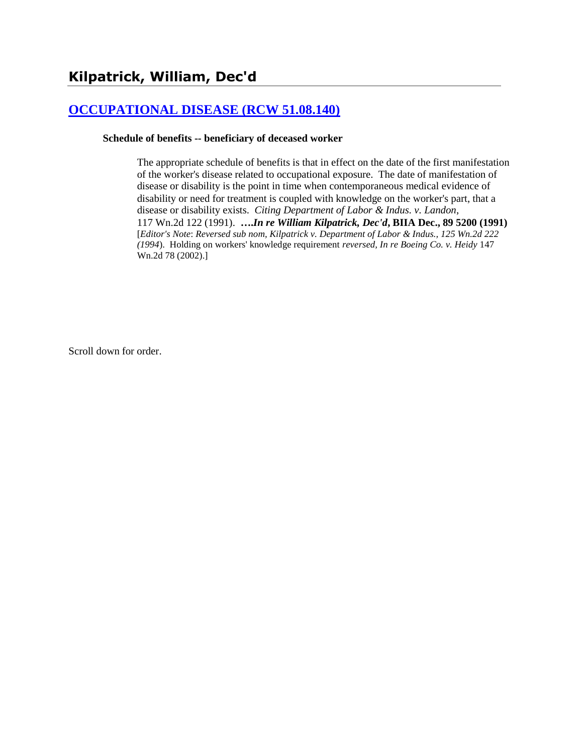## Kilpatrick, William, Dec'd

### [OCCUPATIONAL DISEASE (RCW 51.08.140)]

**Schedule of benefits -- beneficiary of deceased worker**

The appropriate schedule of benefits is that in effect on the date of the first manifestation of the worker's disease related to occupational exposure. The date of manifestation of disease or disability is the point in time when contemporaneous medical evidence of disability or need for treatment is coupled with knowledge on the worker's part, that a disease or disability exists. *Citing Department of Labor & Indus. v. Landon*, 117 Wn.2d 122 (1991). ***….In re William Kilpatrick, Dec'd*, BIIA Dec., 89 5200 (1991)** [*Editor's Note*: *Reversed sub nom, Kilpatrick v. Department of Labor & Indus., 125 Wn.2d 222 (1994*). Holding on workers' knowledge requirement *reversed, In re Boeing Co. v. Heidy* 147 Wn.2d 78 (2002).]

Scroll down for order.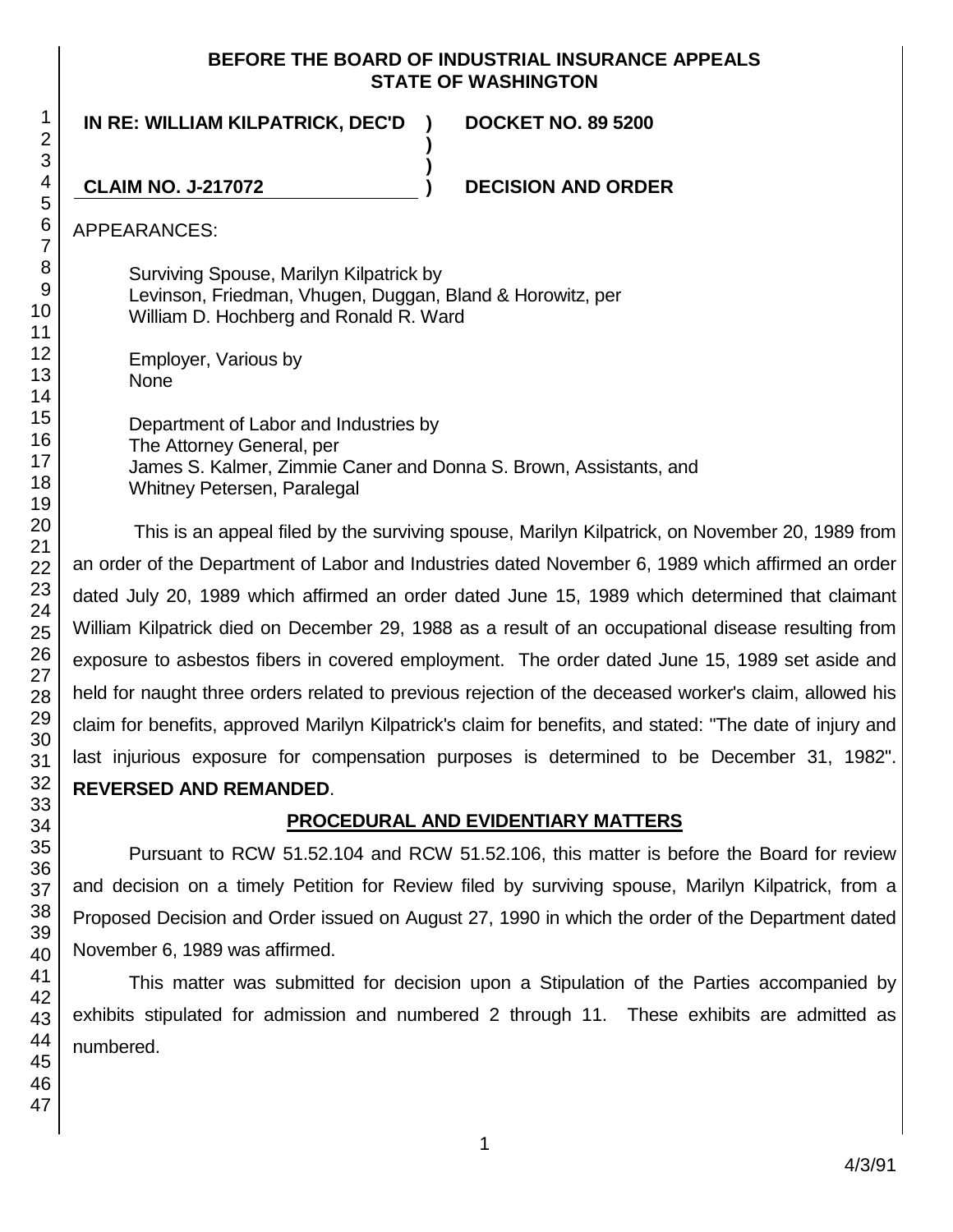**BEFORE THE BOARD OF INDUSTRIAL INSURANCE APPEALS**
**STATE OF WASHINGTON**

**IN RE: WILLIAM KILPATRICK, DEC'D ) DOCKET NO. 89 5200**

**CLAIM NO. J-217072 ) DECISION AND ORDER**

APPEARANCES:

Surviving Spouse, Marilyn Kilpatrick by
Levinson, Friedman, Vhugen, Duggan, Bland & Horowitz, per
William D. Hochberg and Ronald R. Ward

Employer, Various by
None

Department of Labor and Industries by
The Attorney General, per
James S. Kalmer, Zimmie Caner and Donna S. Brown, Assistants, and
Whitney Petersen, Paralegal

This is an appeal filed by the surviving spouse, Marilyn Kilpatrick, on November 20, 1989 from an order of the Department of Labor and Industries dated November 6, 1989 which affirmed an order dated July 20, 1989 which affirmed an order dated June 15, 1989 which determined that claimant William Kilpatrick died on December 29, 1988 as a result of an occupational disease resulting from exposure to asbestos fibers in covered employment. The order dated June 15, 1989 set aside and held for naught three orders related to previous rejection of the deceased worker's claim, allowed his claim for benefits, approved Marilyn Kilpatrick's claim for benefits, and stated: "The date of injury and last injurious exposure for compensation purposes is determined to be December 31, 1982". **REVERSED AND REMANDED**.

## PROCEDURAL AND EVIDENTIARY MATTERS

Pursuant to RCW 51.52.104 and RCW 51.52.106, this matter is before the Board for review and decision on a timely Petition for Review filed by surviving spouse, Marilyn Kilpatrick, from a Proposed Decision and Order issued on August 27, 1990 in which the order of the Department dated November 6, 1989 was affirmed.

This matter was submitted for decision upon a Stipulation of the Parties accompanied by exhibits stipulated for admission and numbered 2 through 11. These exhibits are admitted as numbered.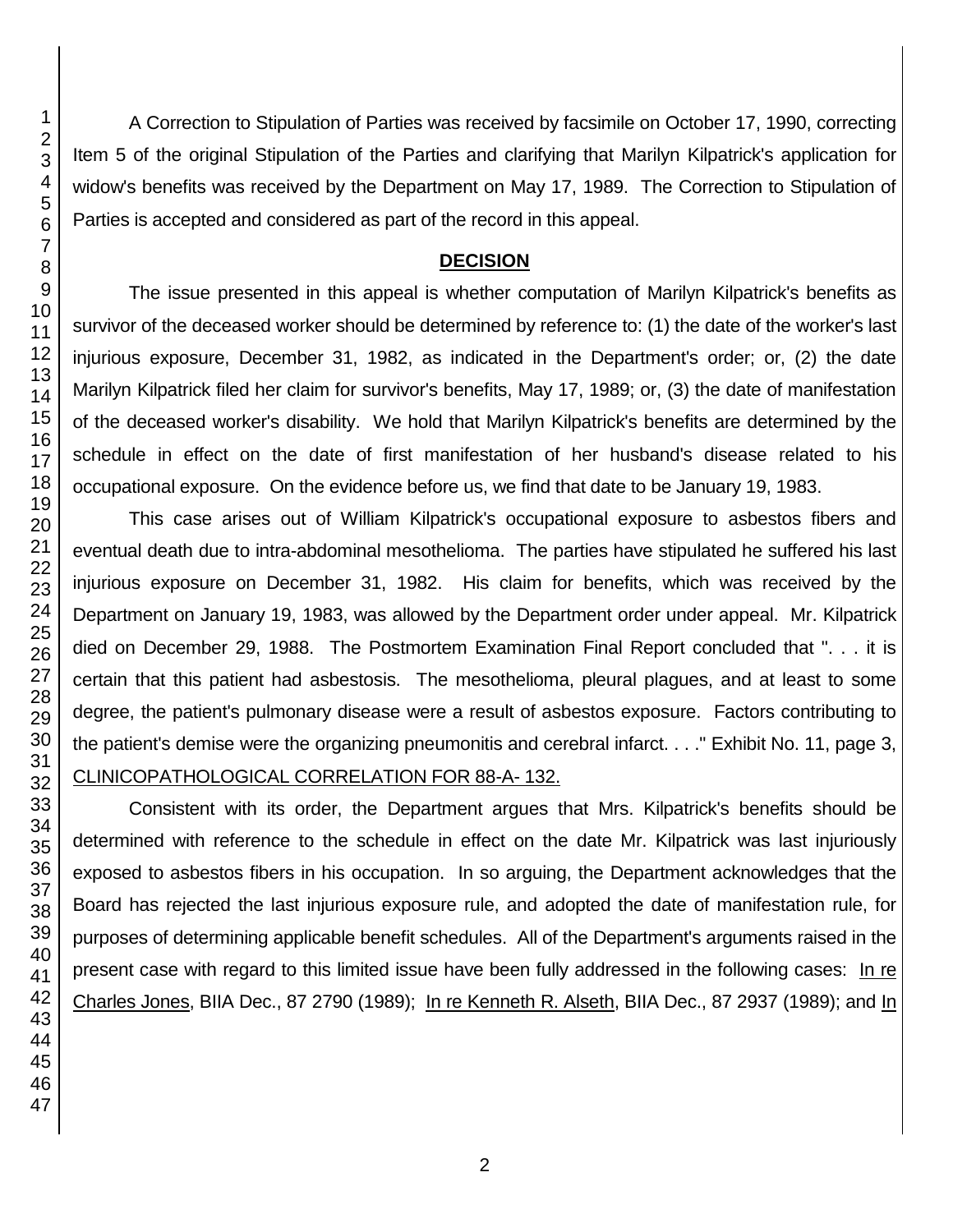A Correction to Stipulation of Parties was received by facsimile on October 17, 1990, correcting Item 5 of the original Stipulation of the Parties and clarifying that Marilyn Kilpatrick's application for widow's benefits was received by the Department on May 17, 1989. The Correction to Stipulation of Parties is accepted and considered as part of the record in this appeal.

## DECISION

The issue presented in this appeal is whether computation of Marilyn Kilpatrick's benefits as survivor of the deceased worker should be determined by reference to: (1) the date of the worker's last injurious exposure, December 31, 1982, as indicated in the Department's order; or, (2) the date Marilyn Kilpatrick filed her claim for survivor's benefits, May 17, 1989; or, (3) the date of manifestation of the deceased worker's disability. We hold that Marilyn Kilpatrick's benefits are determined by the schedule in effect on the date of first manifestation of her husband's disease related to his occupational exposure. On the evidence before us, we find that date to be January 19, 1983.

This case arises out of William Kilpatrick's occupational exposure to asbestos fibers and eventual death due to intra-abdominal mesothelioma. The parties have stipulated he suffered his last injurious exposure on December 31, 1982. His claim for benefits, which was received by the Department on January 19, 1983, was allowed by the Department order under appeal. Mr. Kilpatrick died on December 29, 1988. The Postmortem Examination Final Report concluded that ". . . it is certain that this patient had asbestosis. The mesothelioma, pleural plagues, and at least to some degree, the patient's pulmonary disease were a result of asbestos exposure. Factors contributing to the patient's demise were the organizing pneumonitis and cerebral infarct. . . ." Exhibit No. 11, page 3, CLINICOPATHOLOGICAL CORRELATION FOR 88-A- 132.

Consistent with its order, the Department argues that Mrs. Kilpatrick's benefits should be determined with reference to the schedule in effect on the date Mr. Kilpatrick was last injuriously exposed to asbestos fibers in his occupation. In so arguing, the Department acknowledges that the Board has rejected the last injurious exposure rule, and adopted the date of manifestation rule, for purposes of determining applicable benefit schedules. All of the Department's arguments raised in the present case with regard to this limited issue have been fully addressed in the following cases: In re Charles Jones, BIIA Dec., 87 2790 (1989); In re Kenneth R. Alseth, BIIA Dec., 87 2937 (1989); and In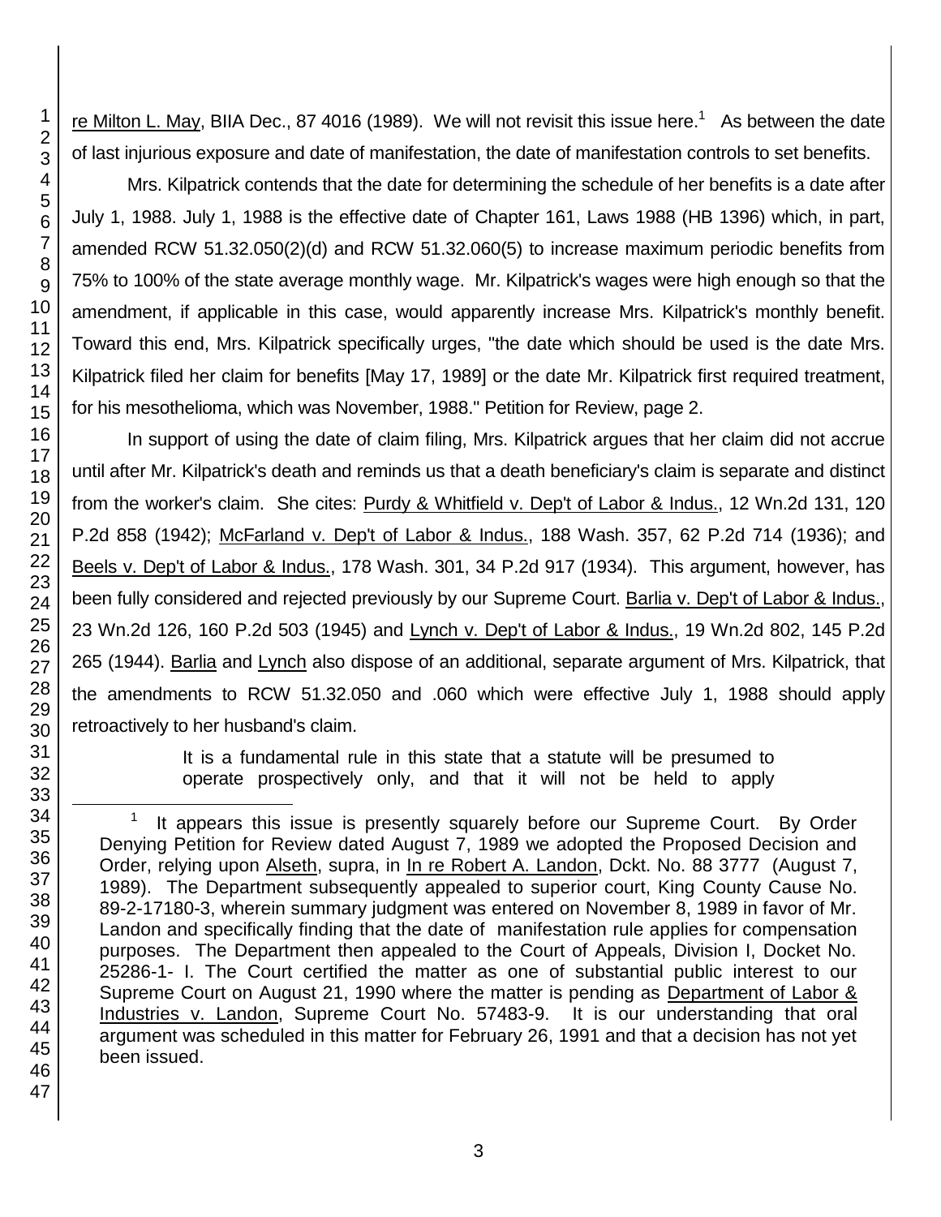re Milton L. May, BIIA Dec., 87 4016 (1989). We will not revisit this issue here.[1] As between the date of last injurious exposure and date of manifestation, the date of manifestation controls to set benefits.

Mrs. Kilpatrick contends that the date for determining the schedule of her benefits is a date after July 1, 1988. July 1, 1988 is the effective date of Chapter 161, Laws 1988 (HB 1396) which, in part, amended RCW 51.32.050(2)(d) and RCW 51.32.060(5) to increase maximum periodic benefits from 75% to 100% of the state average monthly wage. Mr. Kilpatrick's wages were high enough so that the amendment, if applicable in this case, would apparently increase Mrs. Kilpatrick's monthly benefit. Toward this end, Mrs. Kilpatrick specifically urges, "the date which should be used is the date Mrs. Kilpatrick filed her claim for benefits [May 17, 1989] or the date Mr. Kilpatrick first required treatment, for his mesothelioma, which was November, 1988." Petition for Review, page 2.

In support of using the date of claim filing, Mrs. Kilpatrick argues that her claim did not accrue until after Mr. Kilpatrick's death and reminds us that a death beneficiary's claim is separate and distinct from the worker's claim. She cites: Purdy & Whitfield v. Dep't of Labor & Indus., 12 Wn.2d 131, 120 P.2d 858 (1942); McFarland v. Dep't of Labor & Indus., 188 Wash. 357, 62 P.2d 714 (1936); and Beels v. Dep't of Labor & Indus., 178 Wash. 301, 34 P.2d 917 (1934). This argument, however, has been fully considered and rejected previously by our Supreme Court. Barlia v. Dep't of Labor & Indus., 23 Wn.2d 126, 160 P.2d 503 (1945) and Lynch v. Dep't of Labor & Indus., 19 Wn.2d 802, 145 P.2d 265 (1944). Barlia and Lynch also dispose of an additional, separate argument of Mrs. Kilpatrick, that the amendments to RCW 51.32.050 and .060 which were effective July 1, 1988 should apply retroactively to her husband's claim.

> It is a fundamental rule in this state that a statute will be presumed to operate prospectively only, and that it will not be held to apply

[1] It appears this issue is presently squarely before our Supreme Court. By Order Denying Petition for Review dated August 7, 1989 we adopted the Proposed Decision and Order, relying upon Alseth, supra, in In re Robert A. Landon, Dckt. No. 88 3777 (August 7, 1989). The Department subsequently appealed to superior court, King County Cause No. 89-2-17180-3, wherein summary judgment was entered on November 8, 1989 in favor of Mr. Landon and specifically finding that the date of manifestation rule applies for compensation purposes. The Department then appealed to the Court of Appeals, Division I, Docket No. 25286-1- I. The Court certified the matter as one of substantial public interest to our Supreme Court on August 21, 1990 where the matter is pending as Department of Labor & Industries v. Landon, Supreme Court No. 57483-9. It is our understanding that oral argument was scheduled in this matter for February 26, 1991 and that a decision has not yet been issued.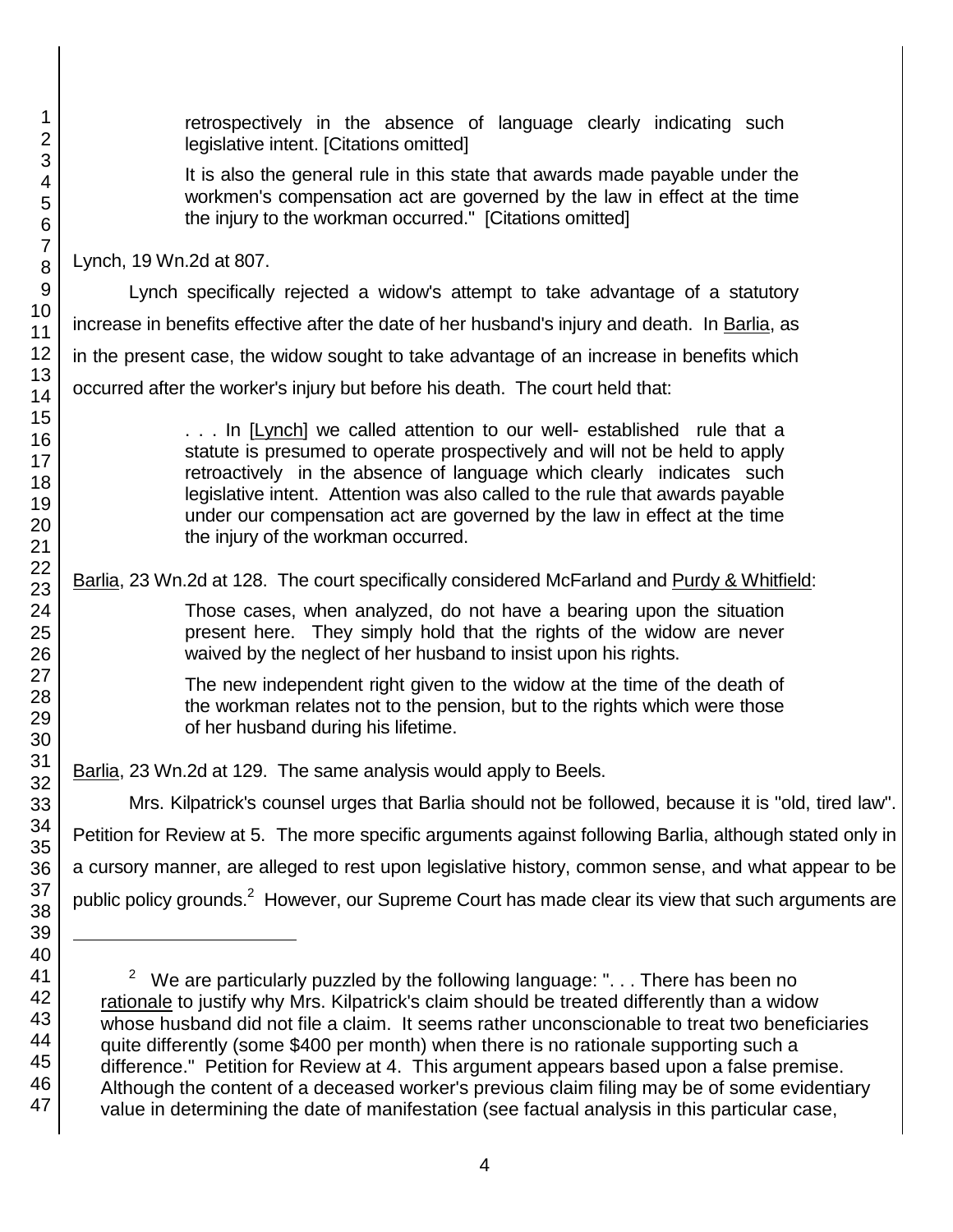> retrospectively in the absence of language clearly indicating such legislative intent. [Citations omitted]
>
> It is also the general rule in this state that awards made payable under the workmen's compensation act are governed by the law in effect at the time the injury to the workman occurred." [Citations omitted]

Lynch, 19 Wn.2d at 807.

Lynch specifically rejected a widow's attempt to take advantage of a statutory increase in benefits effective after the date of her husband's injury and death. In Barlia, as in the present case, the widow sought to take advantage of an increase in benefits which occurred after the worker's injury but before his death. The court held that:

> . . . In [Lynch] we called attention to our well- established rule that a statute is presumed to operate prospectively and will not be held to apply retroactively in the absence of language which clearly indicates such legislative intent. Attention was also called to the rule that awards payable under our compensation act are governed by the law in effect at the time the injury of the workman occurred.

Barlia, 23 Wn.2d at 128. The court specifically considered McFarland and Purdy & Whitfield:

> Those cases, when analyzed, do not have a bearing upon the situation present here. They simply hold that the rights of the widow are never waived by the neglect of her husband to insist upon his rights.
>
> The new independent right given to the widow at the time of the death of the workman relates not to the pension, but to the rights which were those of her husband during his lifetime.

Barlia, 23 Wn.2d at 129. The same analysis would apply to Beels.

Mrs. Kilpatrick's counsel urges that Barlia should not be followed, because it is "old, tired law". Petition for Review at 5. The more specific arguments against following Barlia, although stated only in a cursory manner, are alleged to rest upon legislative history, common sense, and what appear to be public policy grounds.[2] However, our Supreme Court has made clear its view that such arguments are

---

[2] We are particularly puzzled by the following language: ". . . There has been no rationale to justify why Mrs. Kilpatrick's claim should be treated differently than a widow whose husband did not file a claim. It seems rather unconscionable to treat two beneficiaries quite differently (some $400 per month) when there is no rationale supporting such a difference." Petition for Review at 4. This argument appears based upon a false premise. Although the content of a deceased worker's previous claim filing may be of some evidentiary value in determining the date of manifestation (see factual analysis in this particular case,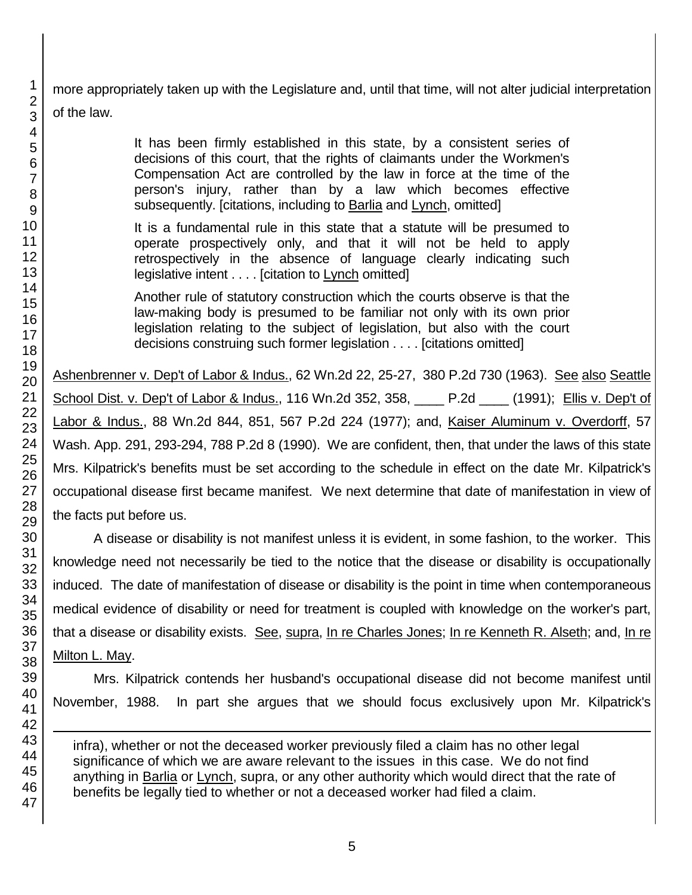more appropriately taken up with the Legislature and, until that time, will not alter judicial interpretation of the law.

> It has been firmly established in this state, by a consistent series of decisions of this court, that the rights of claimants under the Workmen's Compensation Act are controlled by the law in force at the time of the person's injury, rather than by a law which becomes effective subsequently. [citations, including to Barlia and Lynch, omitted]
>
> It is a fundamental rule in this state that a statute will be presumed to operate prospectively only, and that it will not be held to apply retrospectively in the absence of language clearly indicating such legislative intent . . . . [citation to Lynch omitted]
>
> Another rule of statutory construction which the courts observe is that the law-making body is presumed to be familiar not only with its own prior legislation relating to the subject of legislation, but also with the court decisions construing such former legislation . . . . [citations omitted]

Ashenbrenner v. Dep't of Labor & Indus., 62 Wn.2d 22, 25-27, 380 P.2d 730 (1963). See also Seattle School Dist. v. Dep't of Labor & Indus., 116 Wn.2d 352, 358, ____ P.2d ____ (1991); Ellis v. Dep't of Labor & Indus., 88 Wn.2d 844, 851, 567 P.2d 224 (1977); and, Kaiser Aluminum v. Overdorff, 57 Wash. App. 291, 293-294, 788 P.2d 8 (1990). We are confident, then, that under the laws of this state Mrs. Kilpatrick's benefits must be set according to the schedule in effect on the date Mr. Kilpatrick's occupational disease first became manifest. We next determine that date of manifestation in view of the facts put before us.

A disease or disability is not manifest unless it is evident, in some fashion, to the worker. This knowledge need not necessarily be tied to the notice that the disease or disability is occupationally induced. The date of manifestation of disease or disability is the point in time when contemporaneous medical evidence of disability or need for treatment is coupled with knowledge on the worker's part, that a disease or disability exists. See, supra, In re Charles Jones; In re Kenneth R. Alseth; and, In re Milton L. May.

Mrs. Kilpatrick contends her husband's occupational disease did not become manifest until November, 1988. In part she argues that we should focus exclusively upon Mr. Kilpatrick's

---

infra), whether or not the deceased worker previously filed a claim has no other legal significance of which we are aware relevant to the issues in this case. We do not find anything in Barlia or Lynch, supra, or any other authority which would direct that the rate of benefits be legally tied to whether or not a deceased worker had filed a claim.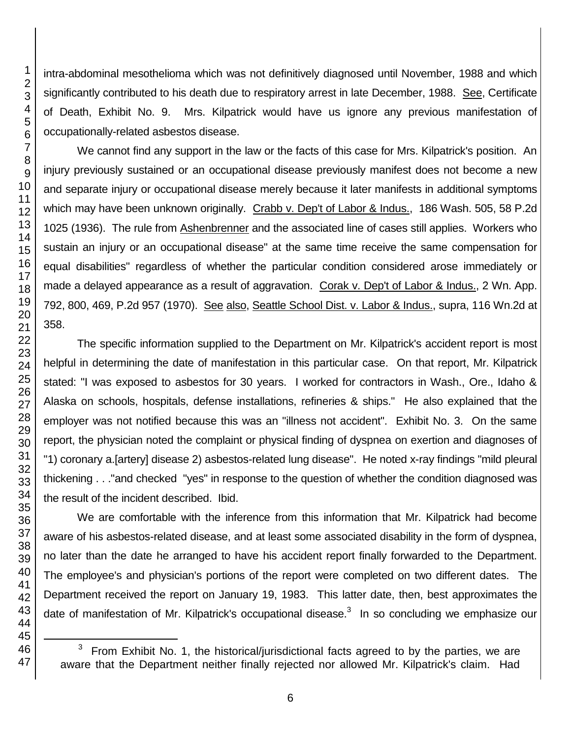intra-abdominal mesothelioma which was not definitively diagnosed until November, 1988 and which significantly contributed to his death due to respiratory arrest in late December, 1988. See, Certificate of Death, Exhibit No. 9. Mrs. Kilpatrick would have us ignore any previous manifestation of occupationally-related asbestos disease.

We cannot find any support in the law or the facts of this case for Mrs. Kilpatrick's position. An injury previously sustained or an occupational disease previously manifest does not become a new and separate injury or occupational disease merely because it later manifests in additional symptoms which may have been unknown originally. Crabb v. Dep't of Labor & Indus., 186 Wash. 505, 58 P.2d 1025 (1936). The rule from Ashenbrenner and the associated line of cases still applies. Workers who sustain an injury or an occupational disease" at the same time receive the same compensation for equal disabilities" regardless of whether the particular condition considered arose immediately or made a delayed appearance as a result of aggravation. Corak v. Dep't of Labor & Indus., 2 Wn. App. 792, 800, 469, P.2d 957 (1970). See also, Seattle School Dist. v. Labor & Indus., supra, 116 Wn.2d at 358.

The specific information supplied to the Department on Mr. Kilpatrick's accident report is most helpful in determining the date of manifestation in this particular case. On that report, Mr. Kilpatrick stated: "I was exposed to asbestos for 30 years. I worked for contractors in Wash., Ore., Idaho & Alaska on schools, hospitals, defense installations, refineries & ships." He also explained that the employer was not notified because this was an "illness not accident". Exhibit No. 3. On the same report, the physician noted the complaint or physical finding of dyspnea on exertion and diagnoses of "1) coronary a.[artery] disease 2) asbestos-related lung disease". He noted x-ray findings "mild pleural thickening . . ."and checked "yes" in response to the question of whether the condition diagnosed was the result of the incident described. Ibid.

We are comfortable with the inference from this information that Mr. Kilpatrick had become aware of his asbestos-related disease, and at least some associated disability in the form of dyspnea, no later than the date he arranged to have his accident report finally forwarded to the Department. The employee's and physician's portions of the report were completed on two different dates. The Department received the report on January 19, 1983. This latter date, then, best approximates the date of manifestation of Mr. Kilpatrick's occupational disease.[3] In so concluding we emphasize our

[3] From Exhibit No. 1, the historical/jurisdictional facts agreed to by the parties, we are aware that the Department neither finally rejected nor allowed Mr. Kilpatrick's claim. Had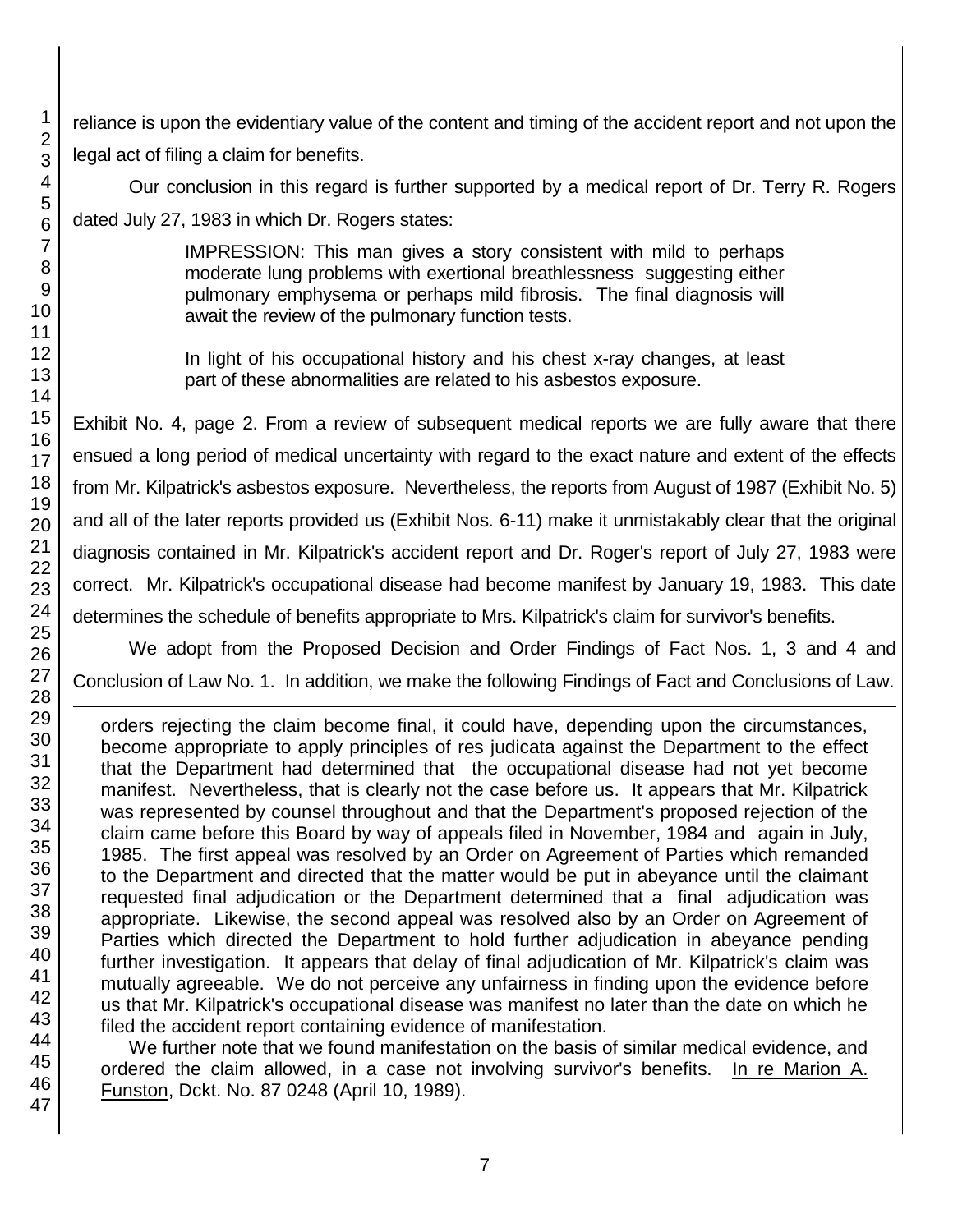reliance is upon the evidentiary value of the content and timing of the accident report and not upon the legal act of filing a claim for benefits.

Our conclusion in this regard is further supported by a medical report of Dr. Terry R. Rogers dated July 27, 1983 in which Dr. Rogers states:

> IMPRESSION: This man gives a story consistent with mild to perhaps moderate lung problems with exertional breathlessness suggesting either pulmonary emphysema or perhaps mild fibrosis. The final diagnosis will await the review of the pulmonary function tests.
>
> In light of his occupational history and his chest x-ray changes, at least part of these abnormalities are related to his asbestos exposure.

Exhibit No. 4, page 2. From a review of subsequent medical reports we are fully aware that there ensued a long period of medical uncertainty with regard to the exact nature and extent of the effects from Mr. Kilpatrick's asbestos exposure. Nevertheless, the reports from August of 1987 (Exhibit No. 5) and all of the later reports provided us (Exhibit Nos. 6-11) make it unmistakably clear that the original diagnosis contained in Mr. Kilpatrick's accident report and Dr. Roger's report of July 27, 1983 were correct. Mr. Kilpatrick's occupational disease had become manifest by January 19, 1983. This date determines the schedule of benefits appropriate to Mrs. Kilpatrick's claim for survivor's benefits.

We adopt from the Proposed Decision and Order Findings of Fact Nos. 1, 3 and 4 and Conclusion of Law No. 1. In addition, we make the following Findings of Fact and Conclusions of Law.

---

orders rejecting the claim become final, it could have, depending upon the circumstances, become appropriate to apply principles of res judicata against the Department to the effect that the Department had determined that the occupational disease had not yet become manifest. Nevertheless, that is clearly not the case before us. It appears that Mr. Kilpatrick was represented by counsel throughout and that the Department's proposed rejection of the claim came before this Board by way of appeals filed in November, 1984 and again in July, 1985. The first appeal was resolved by an Order on Agreement of Parties which remanded to the Department and directed that the matter would be put in abeyance until the claimant requested final adjudication or the Department determined that a final adjudication was appropriate. Likewise, the second appeal was resolved also by an Order on Agreement of Parties which directed the Department to hold further adjudication in abeyance pending further investigation. It appears that delay of final adjudication of Mr. Kilpatrick's claim was mutually agreeable. We do not perceive any unfairness in finding upon the evidence before us that Mr. Kilpatrick's occupational disease was manifest no later than the date on which he filed the accident report containing evidence of manifestation.

We further note that we found manifestation on the basis of similar medical evidence, and ordered the claim allowed, in a case not involving survivor's benefits. In re Marion A. Funston, Dckt. No. 87 0248 (April 10, 1989).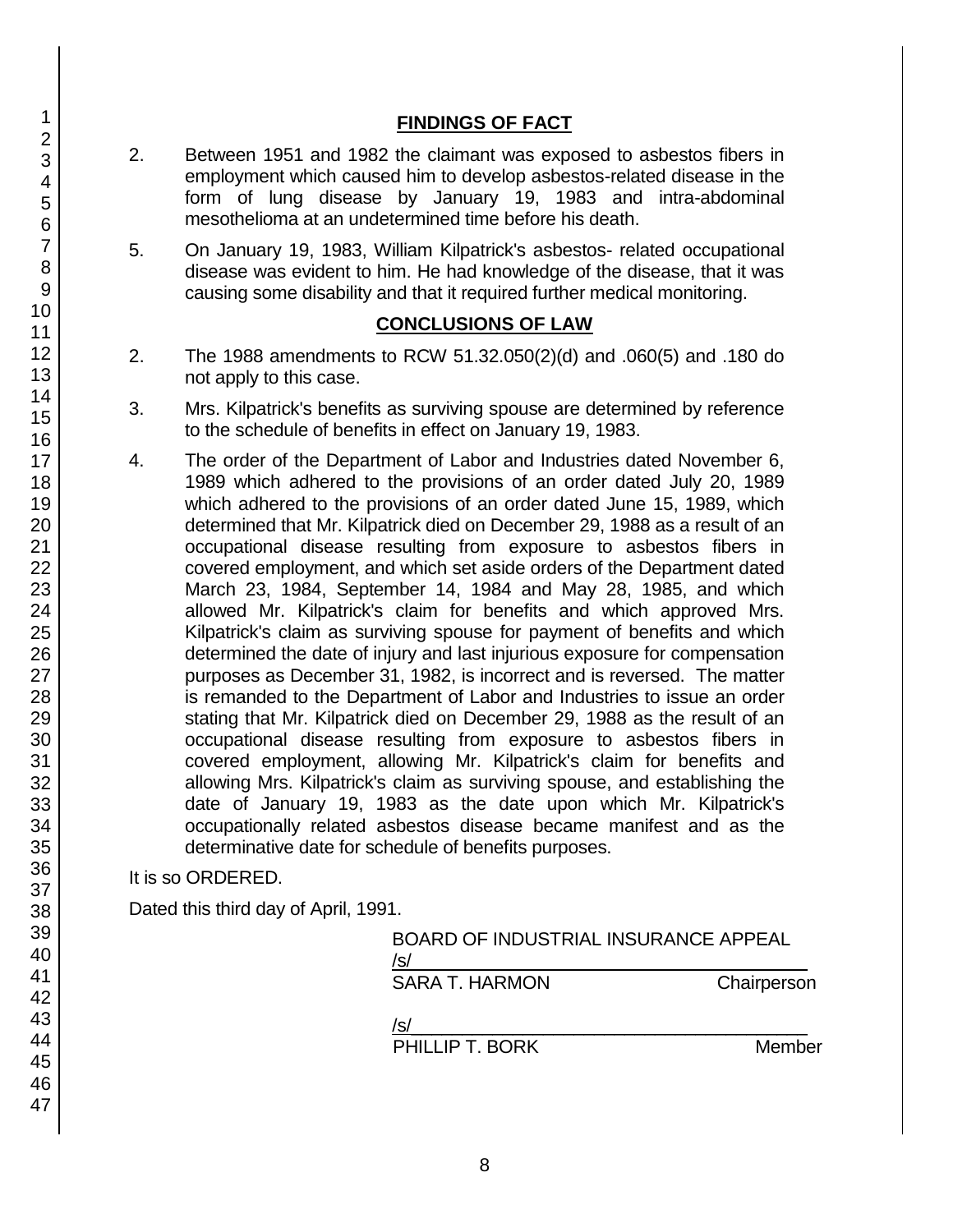## FINDINGS OF FACT

2. Between 1951 and 1982 the claimant was exposed to asbestos fibers in employment which caused him to develop asbestos-related disease in the form of lung disease by January 19, 1983 and intra-abdominal mesothelioma at an undetermined time before his death.

5. On January 19, 1983, William Kilpatrick's asbestos- related occupational disease was evident to him. He had knowledge of the disease, that it was causing some disability and that it required further medical monitoring.

## CONCLUSIONS OF LAW

2. The 1988 amendments to RCW 51.32.050(2)(d) and .060(5) and .180 do not apply to this case.

3. Mrs. Kilpatrick's benefits as surviving spouse are determined by reference to the schedule of benefits in effect on January 19, 1983.

4. The order of the Department of Labor and Industries dated November 6, 1989 which adhered to the provisions of an order dated July 20, 1989 which adhered to the provisions of an order dated June 15, 1989, which determined that Mr. Kilpatrick died on December 29, 1988 as a result of an occupational disease resulting from exposure to asbestos fibers in covered employment, and which set aside orders of the Department dated March 23, 1984, September 14, 1984 and May 28, 1985, and which allowed Mr. Kilpatrick's claim for benefits and which approved Mrs. Kilpatrick's claim as surviving spouse for payment of benefits and which determined the date of injury and last injurious exposure for compensation purposes as December 31, 1982, is incorrect and is reversed. The matter is remanded to the Department of Labor and Industries to issue an order stating that Mr. Kilpatrick died on December 29, 1988 as the result of an occupational disease resulting from exposure to asbestos fibers in covered employment, allowing Mr. Kilpatrick's claim for benefits and allowing Mrs. Kilpatrick's claim as surviving spouse, and establishing the date of January 19, 1983 as the date upon which Mr. Kilpatrick's occupationally related asbestos disease became manifest and as the determinative date for schedule of benefits purposes.

It is so ORDERED.

Dated this third day of April, 1991.

BOARD OF INDUSTRIAL INSURANCE APPEAL

/s/
SARA T. HARMON Chairperson

/s/
PHILLIP T. BORK Member